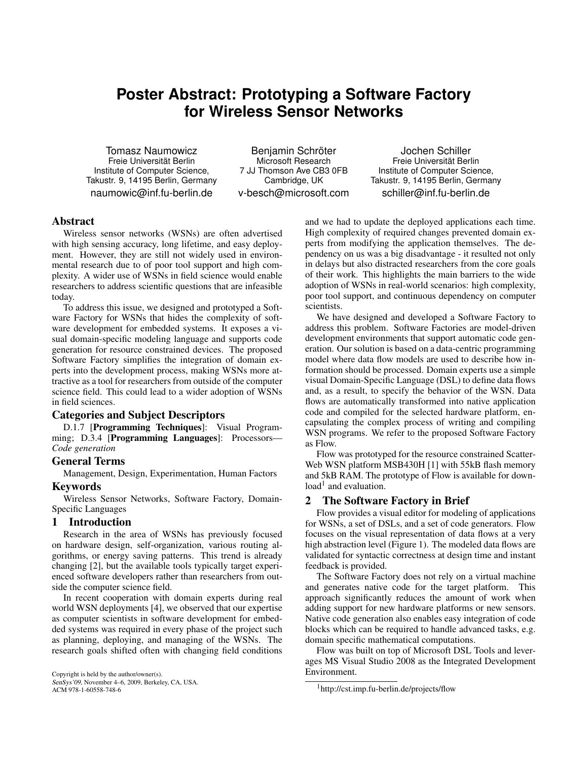# Poster Abstract: Prototyping a Software Factory for Wireless Sensor Networks

Tomasz Naumowicz
Freie Universität Berlin
Institute of Computer Science,
Takustr. 9, 14195 Berlin, Germany
naumowic@inf.fu-berlin.de

Benjamin Schröter
Microsoft Research
7 JJ Thomson Ave CB3 0FB
Cambridge, UK
v-besch@microsoft.com

Jochen Schiller
Freie Universität Berlin
Institute of Computer Science,
Takustr. 9, 14195 Berlin, Germany
schiller@inf.fu-berlin.de

## Abstract

Wireless sensor networks (WSNs) are often advertised with high sensing accuracy, long lifetime, and easy deployment. However, they are still not widely used in environmental research due to of poor tool support and high complexity. A wider use of WSNs in field science would enable researchers to address scientific questions that are infeasible today.

To address this issue, we designed and prototyped a Software Factory for WSNs that hides the complexity of software development for embedded systems. It exposes a visual domain-specific modeling language and supports code generation for resource constrained devices. The proposed Software Factory simplifies the integration of domain experts into the development process, making WSNs more attractive as a tool for researchers from outside of the computer science field. This could lead to a wider adoption of WSNs in field sciences.

## Categories and Subject Descriptors

D.1.7 [**Programming Techniques**]: Visual Programming; D.3.4 [**Programming Languages**]: Processors—*Code generation*

## General Terms

Management, Design, Experimentation, Human Factors

## Keywords

Wireless Sensor Networks, Software Factory, Domain-Specific Languages

## 1 Introduction

Research in the area of WSNs has previously focused on hardware design, self-organization, various routing algorithms, or energy saving patterns. This trend is already changing [2], but the available tools typically target experienced software developers rather than researchers from outside the computer science field.

In recent cooperation with domain experts during real world WSN deployments [4], we observed that our expertise as computer scientists in software development for embedded systems was required in every phase of the project such as planning, deploying, and managing of the WSNs. The research goals shifted often with changing field conditions and we had to update the deployed applications each time. High complexity of required changes prevented domain experts from modifying the application themselves. The dependency on us was a big disadvantage - it resulted not only in delays but also distracted researchers from the core goals of their work. This highlights the main barriers to the wide adoption of WSNs in real-world scenarios: high complexity, poor tool support, and continuous dependency on computer scientists.

We have designed and developed a Software Factory to address this problem. Software Factories are model-driven development environments that support automatic code generation. Our solution is based on a data-centric programming model where data flow models are used to describe how information should be processed. Domain experts use a simple visual Domain-Specific Language (DSL) to define data flows and, as a result, to specify the behavior of the WSN. Data flows are automatically transformed into native application code and compiled for the selected hardware platform, encapsulating the complex process of writing and compiling WSN programs. We refer to the proposed Software Factory as Flow.

Flow was prototyped for the resource constrained ScatterWeb WSN platform MSB430H [1] with 55kB flash memory and 5kB RAM. The prototype of Flow is available for download[1] and evaluation.

## 2 The Software Factory in Brief

Flow provides a visual editor for modeling of applications for WSNs, a set of DSLs, and a set of code generators. Flow focuses on the visual representation of data flows at a very high abstraction level (Figure 1). The modeled data flows are validated for syntactic correctness at design time and instant feedback is provided.

The Software Factory does not rely on a virtual machine and generates native code for the target platform. This approach significantly reduces the amount of work when adding support for new hardware platforms or new sensors. Native code generation also enables easy integration of code blocks which can be required to handle advanced tasks, e.g. domain specific mathematical computations.

Flow was built on top of Microsoft DSL Tools and leverages MS Visual Studio 2008 as the Integrated Development Environment.

Copyright is held by the author/owner(s).
*SenSys'09*, November 4–6, 2009, Berkeley, CA, USA.
ACM 978-1-60558-748-6

[1] http://cst.imp.fu-berlin.de/projects/flow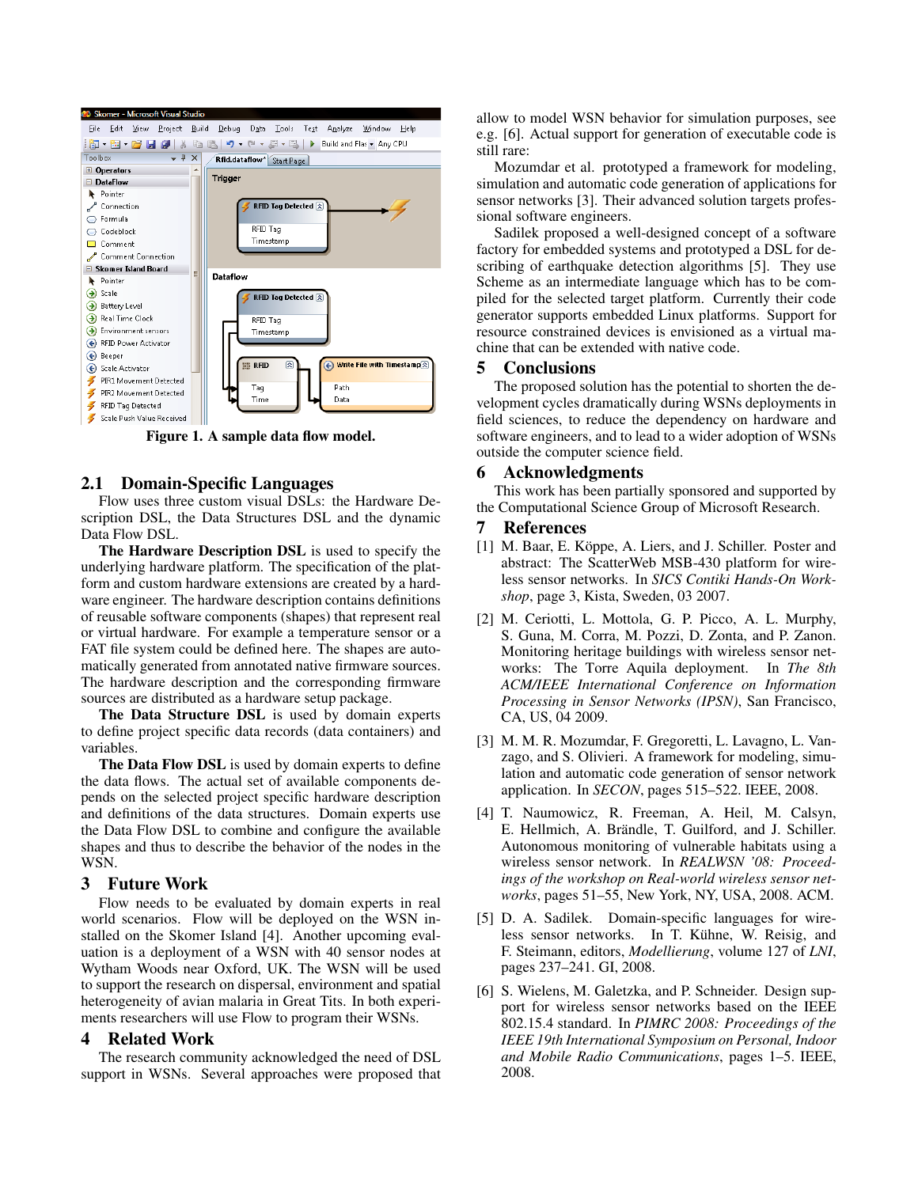Figure 1. A sample data flow model.

### 2.1 Domain-Specific Languages

Flow uses three custom visual DSLs: the Hardware Description DSL, the Data Structures DSL and the dynamic Data Flow DSL.

**The Hardware Description DSL** is used to specify the underlying hardware platform. The specification of the platform and custom hardware extensions are created by a hardware engineer. The hardware description contains definitions of reusable software components (shapes) that represent real or virtual hardware. For example a temperature sensor or a FAT file system could be defined here. The shapes are automatically generated from annotated native firmware sources. The hardware description and the corresponding firmware sources are distributed as a hardware setup package.

**The Data Structure DSL** is used by domain experts to define project specific data records (data containers) and variables.

**The Data Flow DSL** is used by domain experts to define the data flows. The actual set of available components depends on the selected project specific hardware description and definitions of the data structures. Domain experts use the Data Flow DSL to combine and configure the available shapes and thus to describe the behavior of the nodes in the WSN.

## 3 Future Work

Flow needs to be evaluated by domain experts in real world scenarios. Flow will be deployed on the WSN installed on the Skomer Island [4]. Another upcoming evaluation is a deployment of a WSN with 40 sensor nodes at Wytham Woods near Oxford, UK. The WSN will be used to support the research on dispersal, environment and spatial heterogeneity of avian malaria in Great Tits. In both experiments researchers will use Flow to program their WSNs.

## 4 Related Work

The research community acknowledged the need of DSL support in WSNs. Several approaches were proposed that allow to model WSN behavior for simulation purposes, see e.g. [6]. Actual support for generation of executable code is still rare:

Mozumdar et al. prototyped a framework for modeling, simulation and automatic code generation of applications for sensor networks [3]. Their advanced solution targets professional software engineers.

Sadilek proposed a well-designed concept of a software factory for embedded systems and prototyped a DSL for describing of earthquake detection algorithms [5]. They use Scheme as an intermediate language which has to be compiled for the selected target platform. Currently their code generator supports embedded Linux platforms. Support for resource constrained devices is envisioned as a virtual machine that can be extended with native code.

## 5 Conclusions

The proposed solution has the potential to shorten the development cycles dramatically during WSNs deployments in field sciences, to reduce the dependency on hardware and software engineers, and to lead to a wider adoption of WSNs outside the computer science field.

## 6 Acknowledgments

This work has been partially sponsored and supported by the Computational Science Group of Microsoft Research.

## 7 References

[1] M. Baar, E. Köppe, A. Liers, and J. Schiller. Poster and abstract: The ScatterWeb MSB-430 platform for wireless sensor networks. In *SICS Contiki Hands-On Workshop*, page 3, Kista, Sweden, 03 2007.

[2] M. Ceriotti, L. Mottola, G. P. Picco, A. L. Murphy, S. Guna, M. Corra, M. Pozzi, D. Zonta, and P. Zanon. Monitoring heritage buildings with wireless sensor networks: The Torre Aquila deployment. In *The 8th ACM/IEEE International Conference on Information Processing in Sensor Networks (IPSN)*, San Francisco, CA, US, 04 2009.

[3] M. M. R. Mozumdar, F. Gregoretti, L. Lavagno, L. Vanzago, and S. Olivieri. A framework for modeling, simulation and automatic code generation of sensor network application. In *SECON*, pages 515–522. IEEE, 2008.

[4] T. Naumowicz, R. Freeman, A. Heil, M. Calsyn, E. Hellmich, A. Brändle, T. Guilford, and J. Schiller. Autonomous monitoring of vulnerable habitats using a wireless sensor network. In *REALWSN '08: Proceedings of the workshop on Real-world wireless sensor networks*, pages 51–55, New York, NY, USA, 2008. ACM.

[5] D. A. Sadilek. Domain-specific languages for wireless sensor networks. In T. Kühne, W. Reisig, and F. Steimann, editors, *Modellierung*, volume 127 of *LNI*, pages 237–241. GI, 2008.

[6] S. Wielens, M. Galetzka, and P. Schneider. Design support for wireless sensor networks based on the IEEE 802.15.4 standard. In *PIMRC 2008: Proceedings of the IEEE 19th International Symposium on Personal, Indoor and Mobile Radio Communications*, pages 1–5. IEEE, 2008.